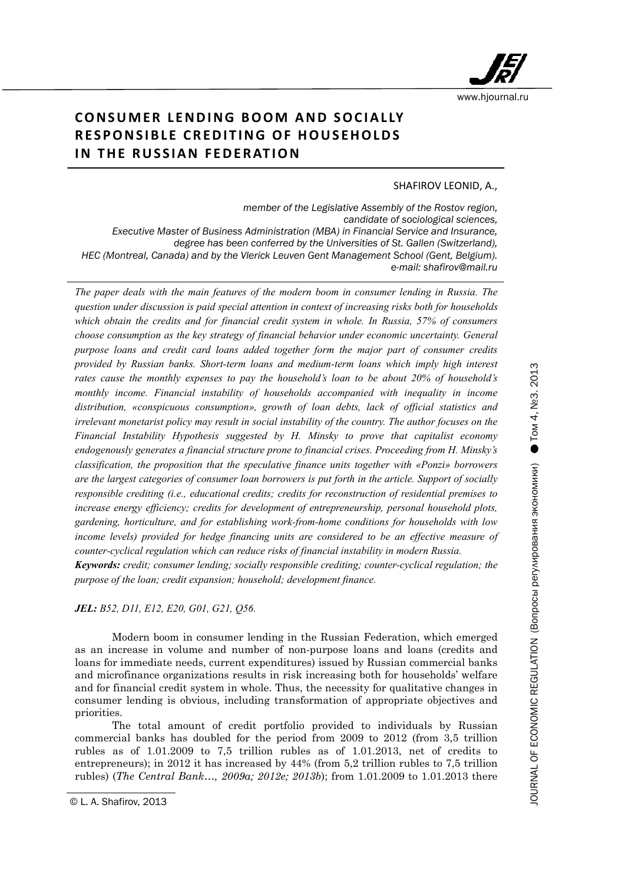# CONSUMER LENDING BOOM AND SOCIALLY RESPONSIBLE CREDITING OF HOUSEHOLDS IN THE RUSSIAN FEDERATION

SHAFIROV LEONID, A.,

*member of the Legislative Assembly of the Rostov region,*
*candidate of sociological sciences,*
*Executive Master of Business Administration (MBA) in Financial Service and Insurance,*
*degree has been conferred by the Universities of St. Gallen (Switzerland),*
*HEC (Montreal, Canada) and by the Vlerick Leuven Gent Management School (Gent, Belgium).*
*e-mail: shafirov@mail.ru*

*The paper deals with the main features of the modern boom in consumer lending in Russia. The question under discussion is paid special attention in context of increasing risks both for households which obtain the credits and for financial credit system in whole. In Russia, 57% of consumers choose consumption as the key strategy of financial behavior under economic uncertainty. General purpose loans and credit card loans added together form the major part of consumer credits provided by Russian banks. Short-term loans and medium-term loans which imply high interest rates cause the monthly expenses to pay the household's loan to be about 20% of household's monthly income. Financial instability of households accompanied with inequality in income distribution, «conspicuous consumption», growth of loan debts, lack of official statistics and irrelevant monetarist policy may result in social instability of the country. The author focuses on the Financial Instability Hypothesis suggested by H. Minsky to prove that capitalist economy endogenously generates a financial structure prone to financial crises. Proceeding from H. Minsky's classification, the proposition that the speculative finance units together with «Ponzi» borrowers are the largest categories of consumer loan borrowers is put forth in the article. Support of socially responsible crediting (i.e., educational credits; credits for reconstruction of residential premises to increase energy efficiency; credits for development of entrepreneurship, personal household plots, gardening, horticulture, and for establishing work-from-home conditions for households with low income levels) provided for hedge financing units are considered to be an effective measure of counter-cyclical regulation which can reduce risks of financial instability in modern Russia.*

***Keywords:*** *credit; consumer lending; socially responsible crediting; counter-cyclical regulation; the purpose of the loan; credit expansion; household; development finance.*

***JEL:*** *B52, D11, E12, E20, G01, G21, Q56.*

Modern boom in consumer lending in the Russian Federation, which emerged as an increase in volume and number of non-purpose loans and loans (credits and loans for immediate needs, current expenditures) issued by Russian commercial banks and microfinance organizations results in risk increasing both for households' welfare and for financial credit system in whole. Thus, the necessity for qualitative changes in consumer lending is obvious, including transformation of appropriate objectives and priorities.

The total amount of credit portfolio provided to individuals by Russian commercial banks has doubled for the period from 2009 to 2012 (from 3,5 trillion rubles as of 1.01.2009 to 7,5 trillion rubles as of 1.01.2013, net of credits to entrepreneurs); in 2012 it has increased by 44% (from 5,2 trillion rubles to 7,5 trillion rubles) (*The Central Bank…, 2009a; 2012e; 2013b*); from 1.01.2009 to 1.01.2013 there

© L. A. Shafirov, 2013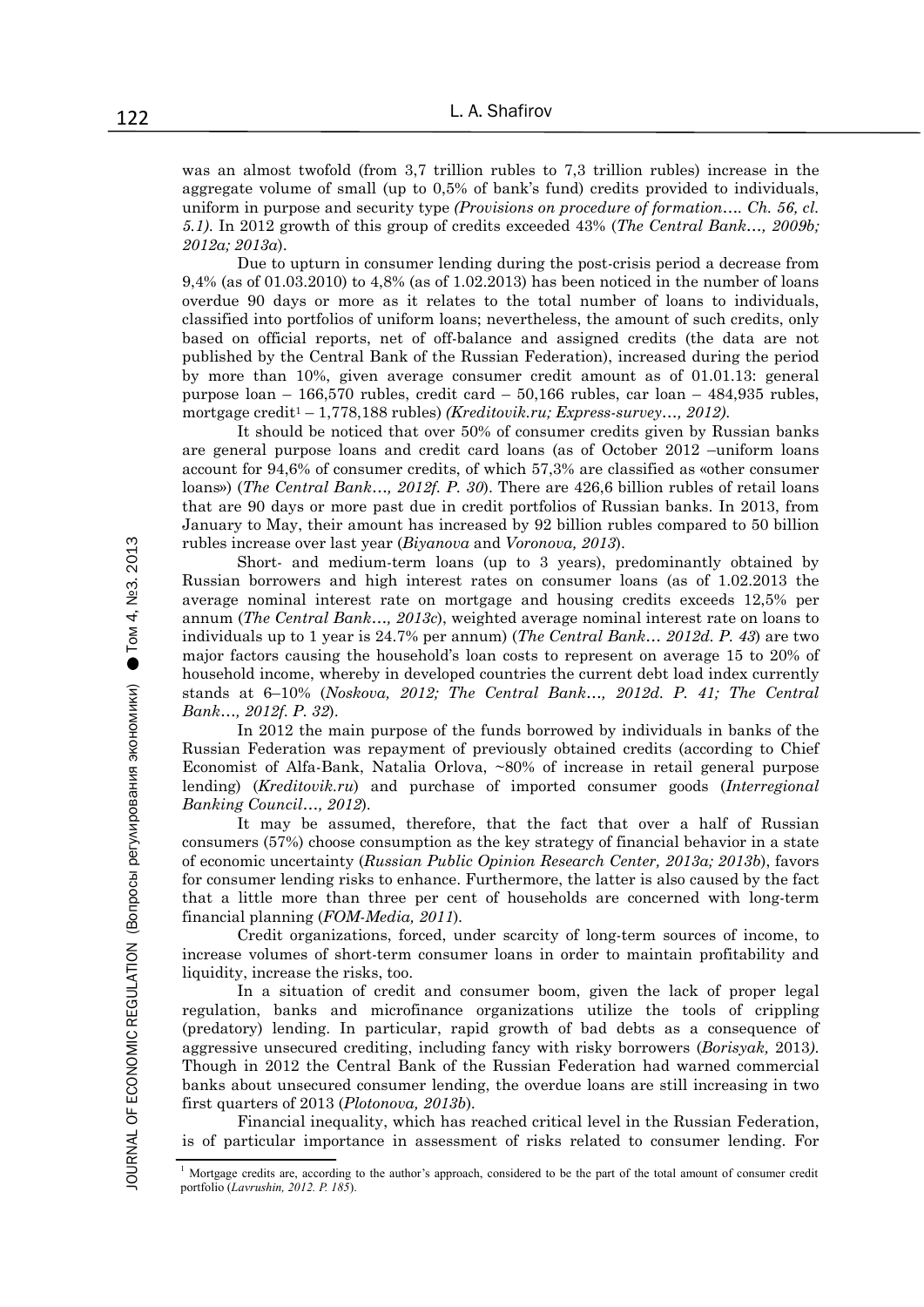was an almost twofold (from 3,7 trillion rubles to 7,3 trillion rubles) increase in the aggregate volume of small (up to 0,5% of bank's fund) credits provided to individuals, uniform in purpose and security type *(Provisions on procedure of formation…. Ch. 56, cl. 5.1).* In 2012 growth of this group of credits exceeded 43% (*The Central Bank…, 2009b; 2012a; 2013a*).

Due to upturn in consumer lending during the post-crisis period a decrease from 9,4% (as of 01.03.2010) to 4,8% (as of 1.02.2013) has been noticed in the number of loans overdue 90 days or more as it relates to the total number of loans to individuals, classified into portfolios of uniform loans; nevertheless, the amount of such credits, only based on official reports, net of off-balance and assigned credits (the data are not published by the Central Bank of the Russian Federation), increased during the period by more than 10%, given average consumer credit amount as of 01.01.13: general purpose loan – 166,570 rubles, credit card – 50,166 rubles, car loan – 484,935 rubles, mortgage credit[1] – 1,778,188 rubles) *(Kreditovik.ru; Express-survey…, 2012).*

It should be noticed that over 50% of consumer credits given by Russian banks are general purpose loans and credit card loans (as of October 2012 –uniform loans account for 94,6% of consumer credits, of which 57,3% are classified as «other consumer loans») (*The Central Bank…, 2012f. P. 30*). There are 426,6 billion rubles of retail loans that are 90 days or more past due in credit portfolios of Russian banks. In 2013, from January to May, their amount has increased by 92 billion rubles compared to 50 billion rubles increase over last year (*Biyanova* and *Voronova, 2013*).

Short- and medium-term loans (up to 3 years), predominantly obtained by Russian borrowers and high interest rates on consumer loans (as of 1.02.2013 the average nominal interest rate on mortgage and housing credits exceeds 12,5% per annum (*The Central Bank…, 2013c*), weighted average nominal interest rate on loans to individuals up to 1 year is 24.7% per annum) (*The Central Bank… 2012d. P. 43*) are two major factors causing the household's loan costs to represent on average 15 to 20% of household income, whereby in developed countries the current debt load index currently stands at 6–10% (*Noskova, 2012; The Central Bank…, 2012d. P. 41; The Central Bank…, 2012f. P. 32*).

In 2012 the main purpose of the funds borrowed by individuals in banks of the Russian Federation was repayment of previously obtained credits (according to Chief Economist of Alfa-Bank, Natalia Orlova, ~80% of increase in retail general purpose lending) (*Kreditovik.ru*) and purchase of imported consumer goods (*Interregional Banking Council…, 2012*).

It may be assumed, therefore, that the fact that over a half of Russian consumers (57%) choose consumption as the key strategy of financial behavior in a state of economic uncertainty (*Russian Public Opinion Research Center, 2013a; 2013b*), favors for consumer lending risks to enhance. Furthermore, the latter is also caused by the fact that a little more than three per cent of households are concerned with long-term financial planning (*FOM-Media, 2011*).

Credit organizations, forced, under scarcity of long-term sources of income, to increase volumes of short-term consumer loans in order to maintain profitability and liquidity, increase the risks, too.

In a situation of credit and consumer boom, given the lack of proper legal regulation, banks and microfinance organizations utilize the tools of crippling (predatory) lending. In particular, rapid growth of bad debts as a consequence of aggressive unsecured crediting, including fancy with risky borrowers (*Borisyak,* 2013*).* Though in 2012 the Central Bank of the Russian Federation had warned commercial banks about unsecured consumer lending, the overdue loans are still increasing in two first quarters of 2013 (*Plotonova, 2013b*).

Financial inequality, which has reached critical level in the Russian Federation, is of particular importance in assessment of risks related to consumer lending. For

---

[1] Mortgage credits are, according to the author's approach, considered to be the part of the total amount of consumer credit portfolio (*Lavrushin, 2012. P. 185*).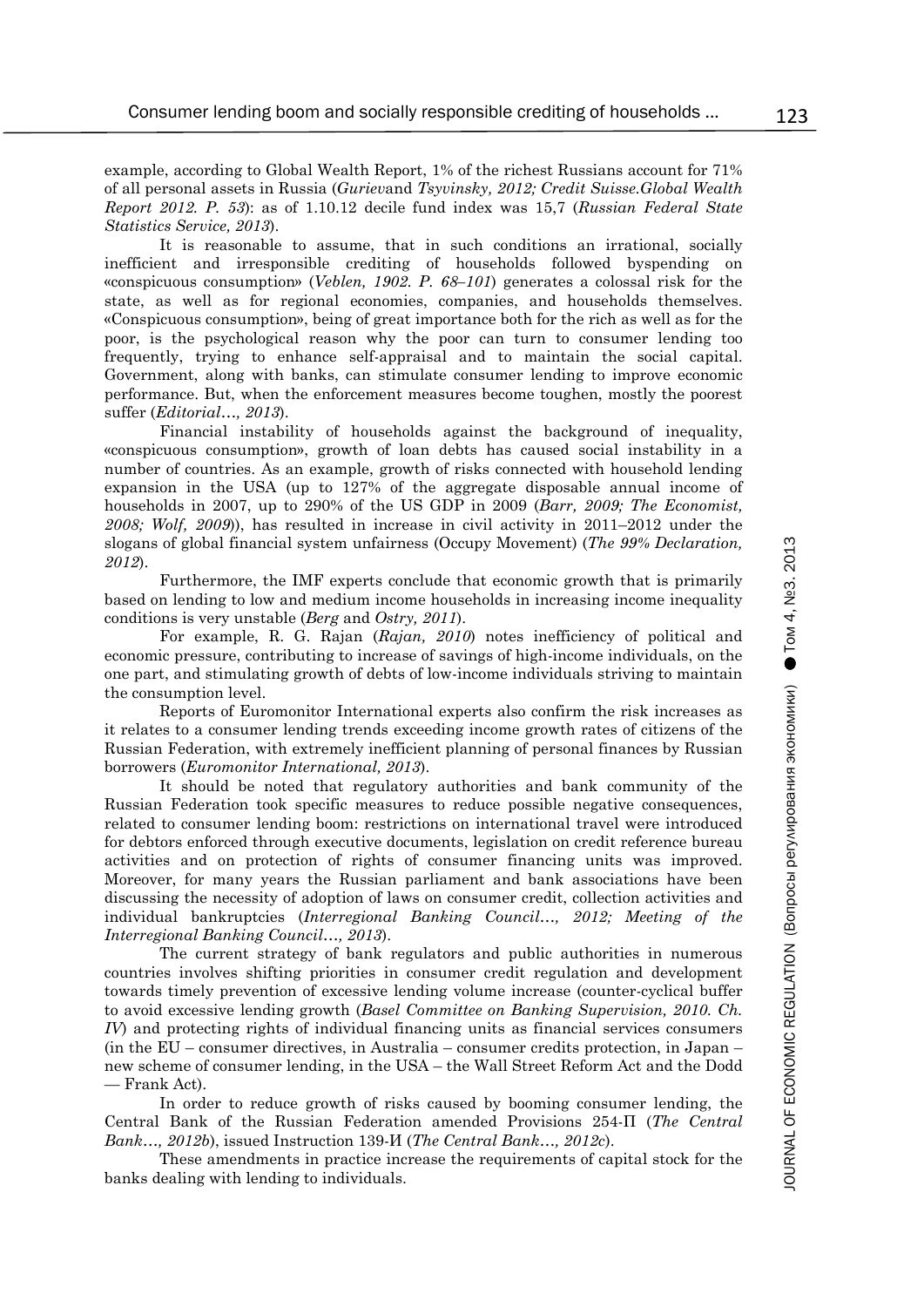example, according to Global Wealth Report, 1% of the richest Russians account for 71% of all personal assets in Russia (*Guriev*and *Tsyvinsky, 2012; Credit Suisse.Global Wealth Report 2012. P. 53*): as of 1.10.12 decile fund index was 15,7 (*Russian Federal State Statistics Service, 2013*).

It is reasonable to assume, that in such conditions an irrational, socially inefficient and irresponsible crediting of households followed byspending on «conspicuous consumption» (*Veblen, 1902. P. 68–101*) generates a colossal risk for the state, as well as for regional economies, companies, and households themselves. «Conspicuous consumption», being of great importance both for the rich as well as for the poor, is the psychological reason why the poor can turn to consumer lending too frequently, trying to enhance self-appraisal and to maintain the social capital. Government, along with banks, can stimulate consumer lending to improve economic performance. But, when the enforcement measures become toughen, mostly the poorest suffer (*Editorial…, 2013*).

Financial instability of households against the background of inequality, «conspicuous consumption», growth of loan debts has caused social instability in a number of countries. As an example, growth of risks connected with household lending expansion in the USA (up to 127% of the aggregate disposable annual income of households in 2007, up to 290% of the US GDP in 2009 (*Barr, 2009; The Economist, 2008; Wolf, 2009*)), has resulted in increase in civil activity in 2011–2012 under the slogans of global financial system unfairness (Occupy Movement) (*The 99% Declaration, 2012*).

Furthermore, the IMF experts conclude that economic growth that is primarily based on lending to low and medium income households in increasing income inequality conditions is very unstable (*Berg* and *Ostry, 2011*).

For example, R. G. Rajan (*Rajan, 2010*) notes inefficiency of political and economic pressure, contributing to increase of savings of high-income individuals, on the one part, and stimulating growth of debts of low-income individuals striving to maintain the consumption level.

Reports of Euromonitor International experts also confirm the risk increases as it relates to a consumer lending trends exceeding income growth rates of citizens of the Russian Federation, with extremely inefficient planning of personal finances by Russian borrowers (*Euromonitor International, 2013*).

It should be noted that regulatory authorities and bank community of the Russian Federation took specific measures to reduce possible negative consequences, related to consumer lending boom: restrictions on international travel were introduced for debtors enforced through executive documents, legislation on credit reference bureau activities and on protection of rights of consumer financing units was improved. Moreover, for many years the Russian parliament and bank associations have been discussing the necessity of adoption of laws on consumer credit, collection activities and individual bankruptcies (*Interregional Banking Council…, 2012; Meeting of the Interregional Banking Council…, 2013*).

The current strategy of bank regulators and public authorities in numerous countries involves shifting priorities in consumer credit regulation and development towards timely prevention of excessive lending volume increase (counter-cyclical buffer to avoid excessive lending growth (*Basel Committee on Banking Supervision, 2010. Ch. IV*) and protecting rights of individual financing units as financial services consumers (in the EU – consumer directives, in Australia – consumer credits protection, in Japan – new scheme of consumer lending, in the USA – the Wall Street Reform Act and the Dodd — Frank Act).

In order to reduce growth of risks caused by booming consumer lending, the Central Bank of the Russian Federation amended Provisions 254-П (*The Central Bank…, 2012b*), issued Instruction 139-И (*The Central Bank…, 2012c*).

These amendments in practice increase the requirements of capital stock for the banks dealing with lending to individuals.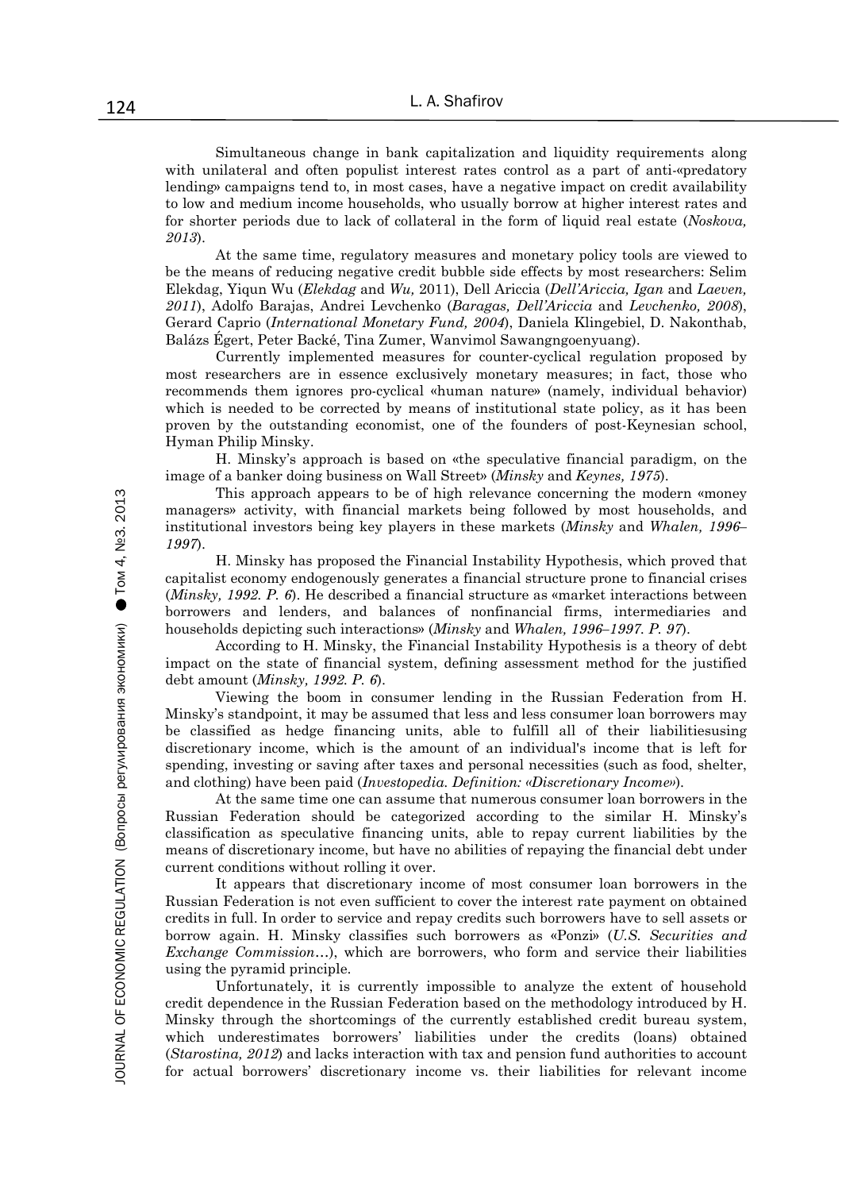Simultaneous change in bank capitalization and liquidity requirements along with unilateral and often populist interest rates control as a part of anti-«predatory lending» campaigns tend to, in most cases, have a negative impact on credit availability to low and medium income households, who usually borrow at higher interest rates and for shorter periods due to lack of collateral in the form of liquid real estate (*Noskova, 2013*).

At the same time, regulatory measures and monetary policy tools are viewed to be the means of reducing negative credit bubble side effects by most researchers: Selim Elekdag, Yiqun Wu (*Elekdag* and *Wu,* 2011), Dell Ariccia (*Dell'Ariccia, Igan* and *Laeven, 2011*), Adolfo Barajas, Andrei Levchenko (*Baragas, Dell'Ariccia* and *Levchenko, 2008*), Gerard Caprio (*International Monetary Fund, 2004*), Daniela Klingebiel, D. Nakonthab, Balázs Égert, Peter Backé, Tina Zumer, Wanvimol Sawangngoenyuang).

Currently implemented measures for counter-cyclical regulation proposed by most researchers are in essence exclusively monetary measures; in fact, those who recommends them ignores pro-cyclical «human nature» (namely, individual behavior) which is needed to be corrected by means of institutional state policy, as it has been proven by the outstanding economist, one of the founders of post-Keynesian school, Hyman Philip Minsky.

H. Minsky's approach is based on «the speculative financial paradigm, on the image of a banker doing business on Wall Street» (*Minsky* and *Keynes, 1975*).

This approach appears to be of high relevance concerning the modern «money managers» activity, with financial markets being followed by most households, and institutional investors being key players in these markets (*Minsky* and *Whalen, 1996–1997*).

H. Minsky has proposed the Financial Instability Hypothesis, which proved that capitalist economy endogenously generates a financial structure prone to financial crises (*Minsky, 1992. P. 6*). He described a financial structure as «market interactions between borrowers and lenders, and balances of nonfinancial firms, intermediaries and households depicting such interactions» (*Minsky* and *Whalen, 1996–1997. P. 97*).

According to H. Minsky, the Financial Instability Hypothesis is a theory of debt impact on the state of financial system, defining assessment method for the justified debt amount (*Minsky, 1992. P. 6*).

Viewing the boom in consumer lending in the Russian Federation from H. Minsky's standpoint, it may be assumed that less and less consumer loan borrowers may be classified as hedge financing units, able to fulfill all of their liabilitiesusing discretionary income, which is the amount of an individual's income that is left for spending, investing or saving after taxes and personal necessities (such as food, shelter, and clothing) have been paid (*Investopedia. Definition: «Discretionary Income»*).

At the same time one can assume that numerous consumer loan borrowers in the Russian Federation should be categorized according to the similar H. Minsky's classification as speculative financing units, able to repay current liabilities by the means of discretionary income, but have no abilities of repaying the financial debt under current conditions without rolling it over.

It appears that discretionary income of most consumer loan borrowers in the Russian Federation is not even sufficient to cover the interest rate payment on obtained credits in full. In order to service and repay credits such borrowers have to sell assets or borrow again. H. Minsky classifies such borrowers as «Ponzi» (*U.S. Securities and Exchange Commission…*), which are borrowers, who form and service their liabilities using the pyramid principle.

Unfortunately, it is currently impossible to analyze the extent of household credit dependence in the Russian Federation based on the methodology introduced by H. Minsky through the shortcomings of the currently established credit bureau system, which underestimates borrowers' liabilities under the credits (loans) obtained (*Starostina, 2012*) and lacks interaction with tax and pension fund authorities to account for actual borrowers' discretionary income vs. their liabilities for relevant income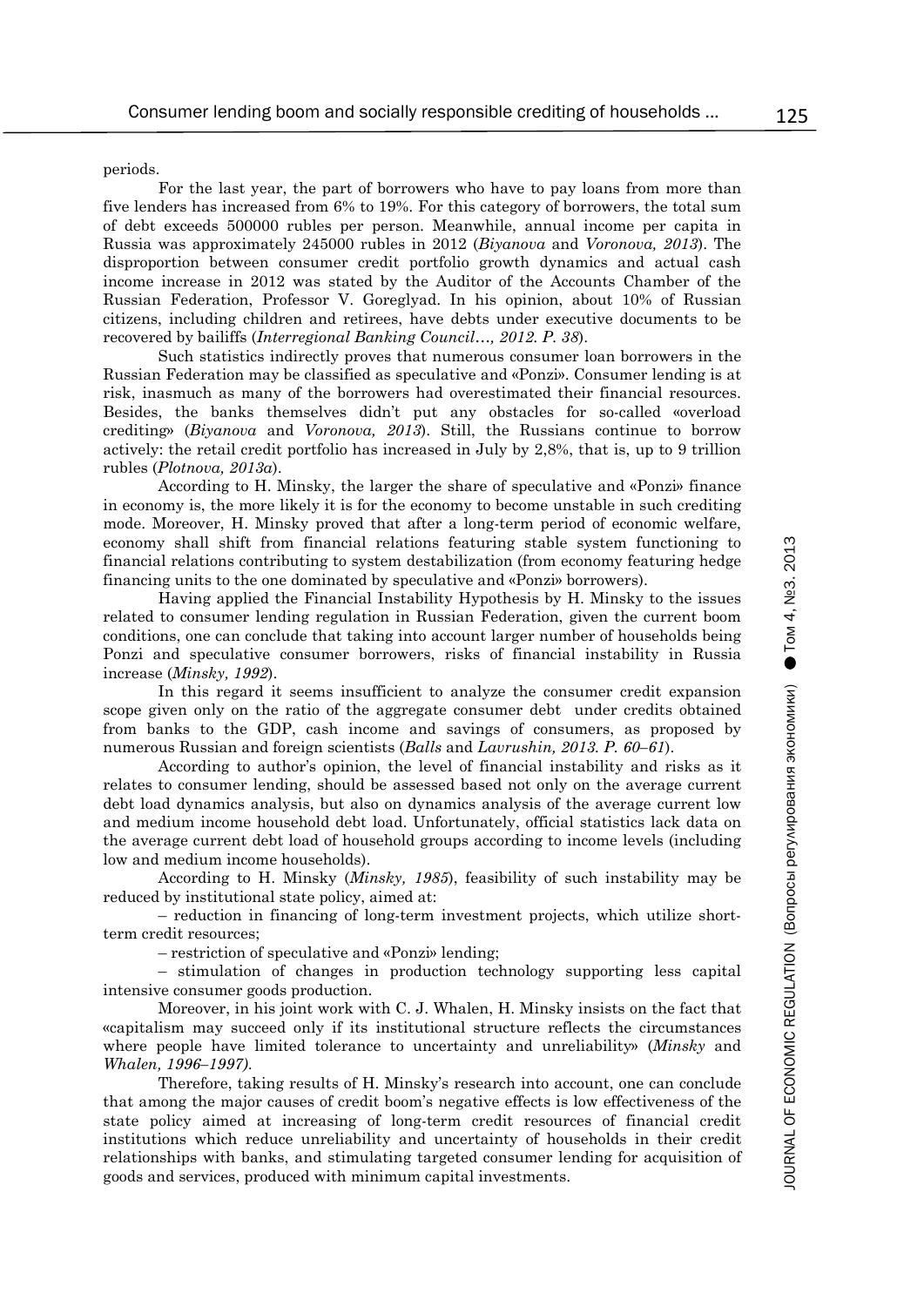periods.

For the last year, the part of borrowers who have to pay loans from more than five lenders has increased from 6% to 19%. For this category of borrowers, the total sum of debt exceeds 500000 rubles per person. Meanwhile, annual income per capita in Russia was approximately 245000 rubles in 2012 (*Biyanova* and *Voronova, 2013*). The disproportion between consumer credit portfolio growth dynamics and actual cash income increase in 2012 was stated by the Auditor of the Accounts Chamber of the Russian Federation, Professor V. Goreglyad. In his opinion, about 10% of Russian citizens, including children and retirees, have debts under executive documents to be recovered by bailiffs (*Interregional Banking Council…, 2012. P. 38*).

Such statistics indirectly proves that numerous consumer loan borrowers in the Russian Federation may be classified as speculative and «Ponzi». Consumer lending is at risk, inasmuch as many of the borrowers had overestimated their financial resources. Besides, the banks themselves didn't put any obstacles for so-called «overload crediting» (*Biyanova* and *Voronova, 2013*). Still, the Russians continue to borrow actively: the retail credit portfolio has increased in July by 2,8%, that is, up to 9 trillion rubles (*Plotnova, 2013a*).

According to H. Minsky, the larger the share of speculative and «Ponzi» finance in economy is, the more likely it is for the economy to become unstable in such crediting mode. Moreover, H. Minsky proved that after a long-term period of economic welfare, economy shall shift from financial relations featuring stable system functioning to financial relations contributing to system destabilization (from economy featuring hedge financing units to the one dominated by speculative and «Ponzi» borrowers).

Having applied the Financial Instability Hypothesis by H. Minsky to the issues related to consumer lending regulation in Russian Federation, given the current boom conditions, one can conclude that taking into account larger number of households being Ponzi and speculative consumer borrowers, risks of financial instability in Russia increase (*Minsky, 1992*).

In this regard it seems insufficient to analyze the consumer credit expansion scope given only on the ratio of the aggregate consumer debt under credits obtained from banks to the GDP, cash income and savings of consumers, as proposed by numerous Russian and foreign scientists (*Balls* and *Lavrushin, 2013. P. 60–61*).

According to author's opinion, the level of financial instability and risks as it relates to consumer lending, should be assessed based not only on the average current debt load dynamics analysis, but also on dynamics analysis of the average current low and medium income household debt load. Unfortunately, official statistics lack data on the average current debt load of household groups according to income levels (including low and medium income households).

According to H. Minsky (*Minsky, 1985*), feasibility of such instability may be reduced by institutional state policy, aimed at:

– reduction in financing of long-term investment projects, which utilize short-term credit resources;

– restriction of speculative and «Ponzi» lending;

– stimulation of changes in production technology supporting less capital intensive consumer goods production.

Moreover, in his joint work with C. J. Whalen, H. Minsky insists on the fact that «capitalism may succeed only if its institutional structure reflects the circumstances where people have limited tolerance to uncertainty and unreliability» (*Minsky* and *Whalen, 1996–1997*).

Therefore, taking results of H. Minsky's research into account, one can conclude that among the major causes of credit boom's negative effects is low effectiveness of the state policy aimed at increasing of long-term credit resources of financial credit institutions which reduce unreliability and uncertainty of households in their credit relationships with banks, and stimulating targeted consumer lending for acquisition of goods and services, produced with minimum capital investments.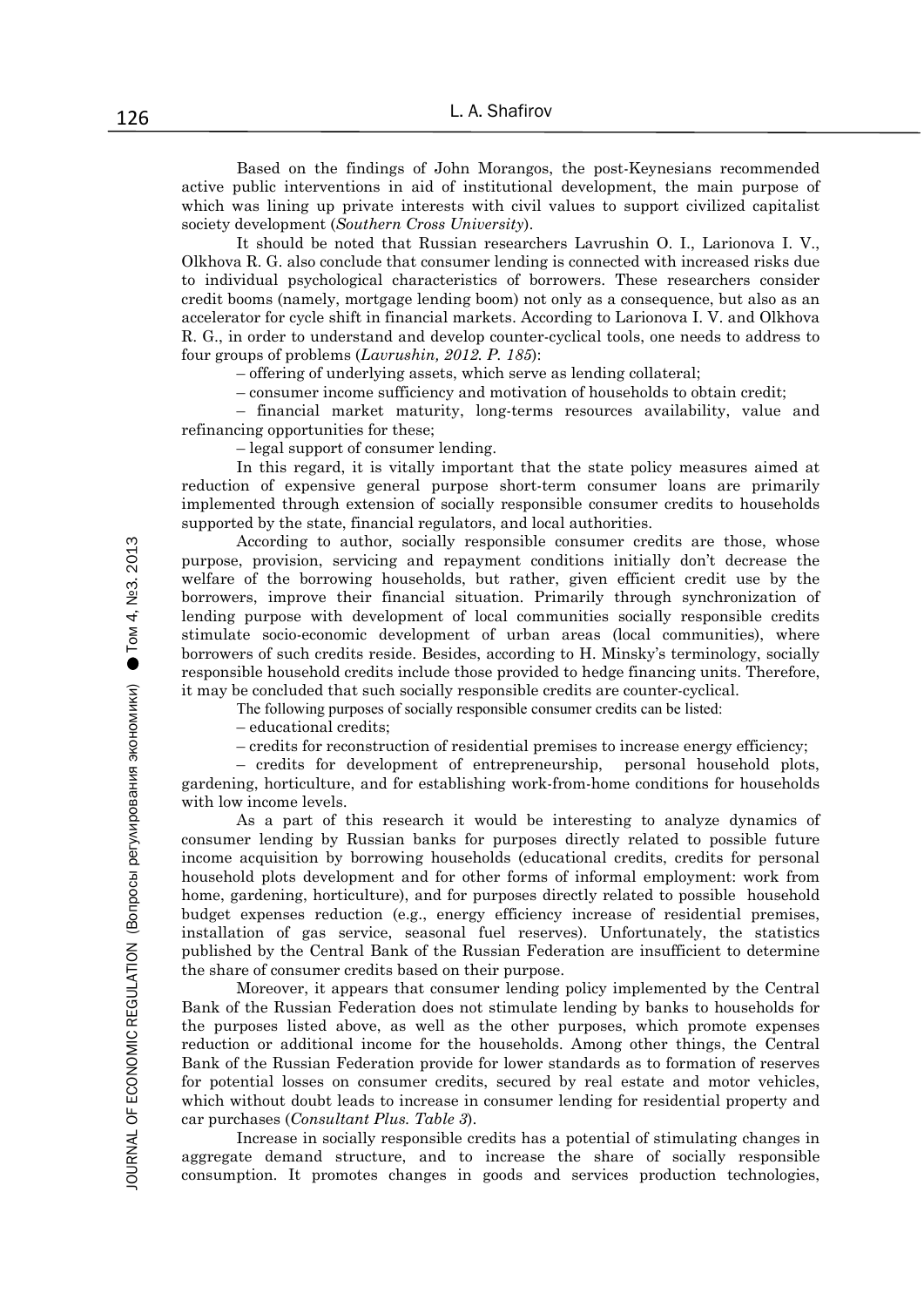Based on the findings of John Morangos, the post-Keynesians recommended active public interventions in aid of institutional development, the main purpose of which was lining up private interests with civil values to support civilized capitalist society development (*Southern Cross University*).

It should be noted that Russian researchers Lavrushin O. I., Larionova I. V., Olkhova R. G. also conclude that consumer lending is connected with increased risks due to individual psychological characteristics of borrowers. These researchers consider credit booms (namely, mortgage lending boom) not only as a consequence, but also as an accelerator for cycle shift in financial markets. According to Larionova I. V. and Olkhova R. G., in order to understand and develop counter-cyclical tools, one needs to address to four groups of problems (*Lavrushin, 2012. P. 185*):

– offering of underlying assets, which serve as lending collateral;

– consumer income sufficiency and motivation of households to obtain credit;

– financial market maturity, long-terms resources availability, value and refinancing opportunities for these;

– legal support of consumer lending.

In this regard, it is vitally important that the state policy measures aimed at reduction of expensive general purpose short-term consumer loans are primarily implemented through extension of socially responsible consumer credits to households supported by the state, financial regulators, and local authorities.

According to author, socially responsible consumer credits are those, whose purpose, provision, servicing and repayment conditions initially don't decrease the welfare of the borrowing households, but rather, given efficient credit use by the borrowers, improve their financial situation. Primarily through synchronization of lending purpose with development of local communities socially responsible credits stimulate socio-economic development of urban areas (local communities), where borrowers of such credits reside. Besides, according to H. Minsky's terminology, socially responsible household credits include those provided to hedge financing units. Therefore, it may be concluded that such socially responsible credits are counter-cyclical.

The following purposes of socially responsible consumer credits can be listed:

– educational credits;

– credits for reconstruction of residential premises to increase energy efficiency;

– credits for development of entrepreneurship, personal household plots, gardening, horticulture, and for establishing work-from-home conditions for households with low income levels.

As a part of this research it would be interesting to analyze dynamics of consumer lending by Russian banks for purposes directly related to possible future income acquisition by borrowing households (educational credits, credits for personal household plots development and for other forms of informal employment: work from home, gardening, horticulture), and for purposes directly related to possible household budget expenses reduction (e.g., energy efficiency increase of residential premises, installation of gas service, seasonal fuel reserves). Unfortunately, the statistics published by the Central Bank of the Russian Federation are insufficient to determine the share of consumer credits based on their purpose.

Moreover, it appears that consumer lending policy implemented by the Central Bank of the Russian Federation does not stimulate lending by banks to households for the purposes listed above, as well as the other purposes, which promote expenses reduction or additional income for the households. Among other things, the Central Bank of the Russian Federation provide for lower standards as to formation of reserves for potential losses on consumer credits, secured by real estate and motor vehicles, which without doubt leads to increase in consumer lending for residential property and car purchases (*Consultant Plus. Table 3*).

Increase in socially responsible credits has a potential of stimulating changes in aggregate demand structure, and to increase the share of socially responsible consumption. It promotes changes in goods and services production technologies,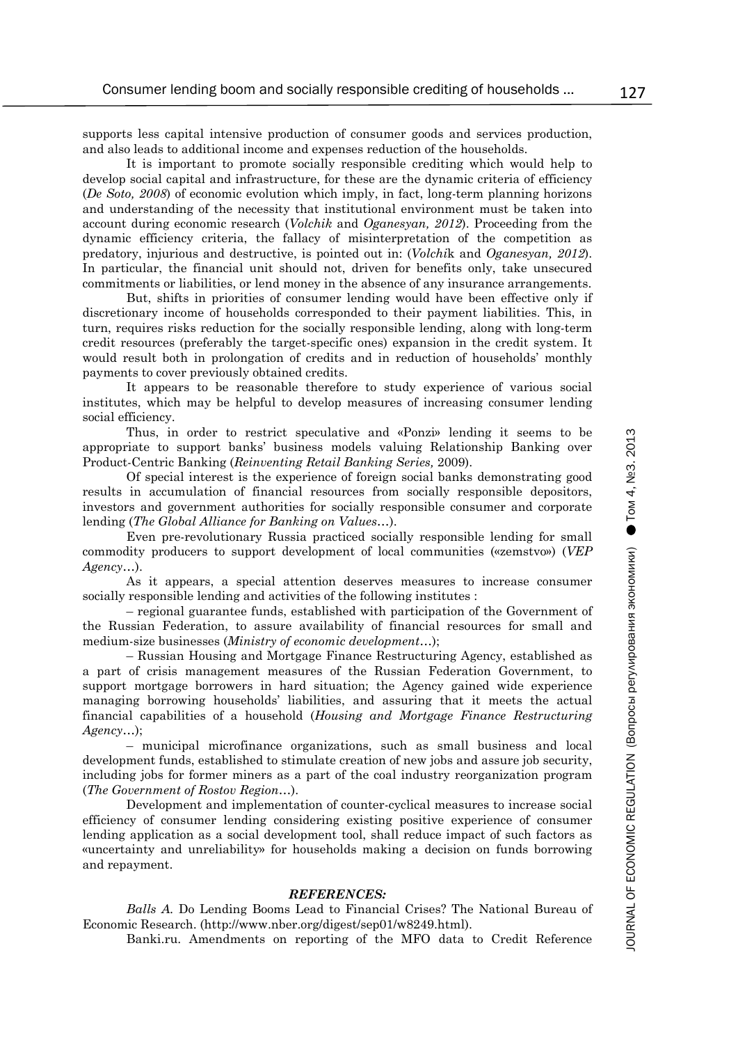supports less capital intensive production of consumer goods and services production, and also leads to additional income and expenses reduction of the households.

It is important to promote socially responsible crediting which would help to develop social capital and infrastructure, for these are the dynamic criteria of efficiency (*De Soto, 2008*) of economic evolution which imply, in fact, long-term planning horizons and understanding of the necessity that institutional environment must be taken into account during economic research (*Volchik* and *Oganesyan, 2012*). Proceeding from the dynamic efficiency criteria, the fallacy of misinterpretation of the competition as predatory, injurious and destructive, is pointed out in: (*Volchi*k and *Oganesyan, 2012*). In particular, the financial unit should not, driven for benefits only, take unsecured commitments or liabilities, or lend money in the absence of any insurance arrangements.

But, shifts in priorities of consumer lending would have been effective only if discretionary income of households corresponded to their payment liabilities. This, in turn, requires risks reduction for the socially responsible lending, along with long-term credit resources (preferably the target-specific ones) expansion in the credit system. It would result both in prolongation of credits and in reduction of households' monthly payments to cover previously obtained credits.

It appears to be reasonable therefore to study experience of various social institutes, which may be helpful to develop measures of increasing consumer lending social efficiency.

Thus, in order to restrict speculative and «Ponzi» lending it seems to be appropriate to support banks' business models valuing Relationship Banking over Product-Centric Banking (*Reinventing Retail Banking Series,* 2009).

Of special interest is the experience of foreign social banks demonstrating good results in accumulation of financial resources from socially responsible depositors, investors and government authorities for socially responsible consumer and corporate lending (*The Global Alliance for Banking on Values*…).

Even pre-revolutionary Russia practiced socially responsible lending for small commodity producers to support development of local communities («zemstvo») (*VEP Agency*…).

As it appears, a special attention deserves measures to increase consumer socially responsible lending and activities of the following institutes :

– regional guarantee funds, established with participation of the Government of the Russian Federation, to assure availability of financial resources for small and medium-size businesses (*Ministry of economic development*…);

– Russian Housing and Mortgage Finance Restructuring Agency, established as a part of crisis management measures of the Russian Federation Government, to support mortgage borrowers in hard situation; the Agency gained wide experience managing borrowing households' liabilities, and assuring that it meets the actual financial capabilities of a household (*Housing and Mortgage Finance Restructuring Agency*…);

– municipal microfinance organizations, such as small business and local development funds, established to stimulate creation of new jobs and assure job security, including jobs for former miners as a part of the coal industry reorganization program (*The Government of Rostov Region*…).

Development and implementation of counter-cyclical measures to increase social efficiency of consumer lending considering existing positive experience of consumer lending application as a social development tool, shall reduce impact of such factors as «uncertainty and unreliability» for households making a decision on funds borrowing and repayment.

### *REFERENCES:*

*Balls A.* Do Lending Booms Lead to Financial Crises? The National Bureau of Economic Research. (http://www.nber.org/digest/sep01/w8249.html).

Banki.ru. Amendments on reporting of the MFO data to Credit Reference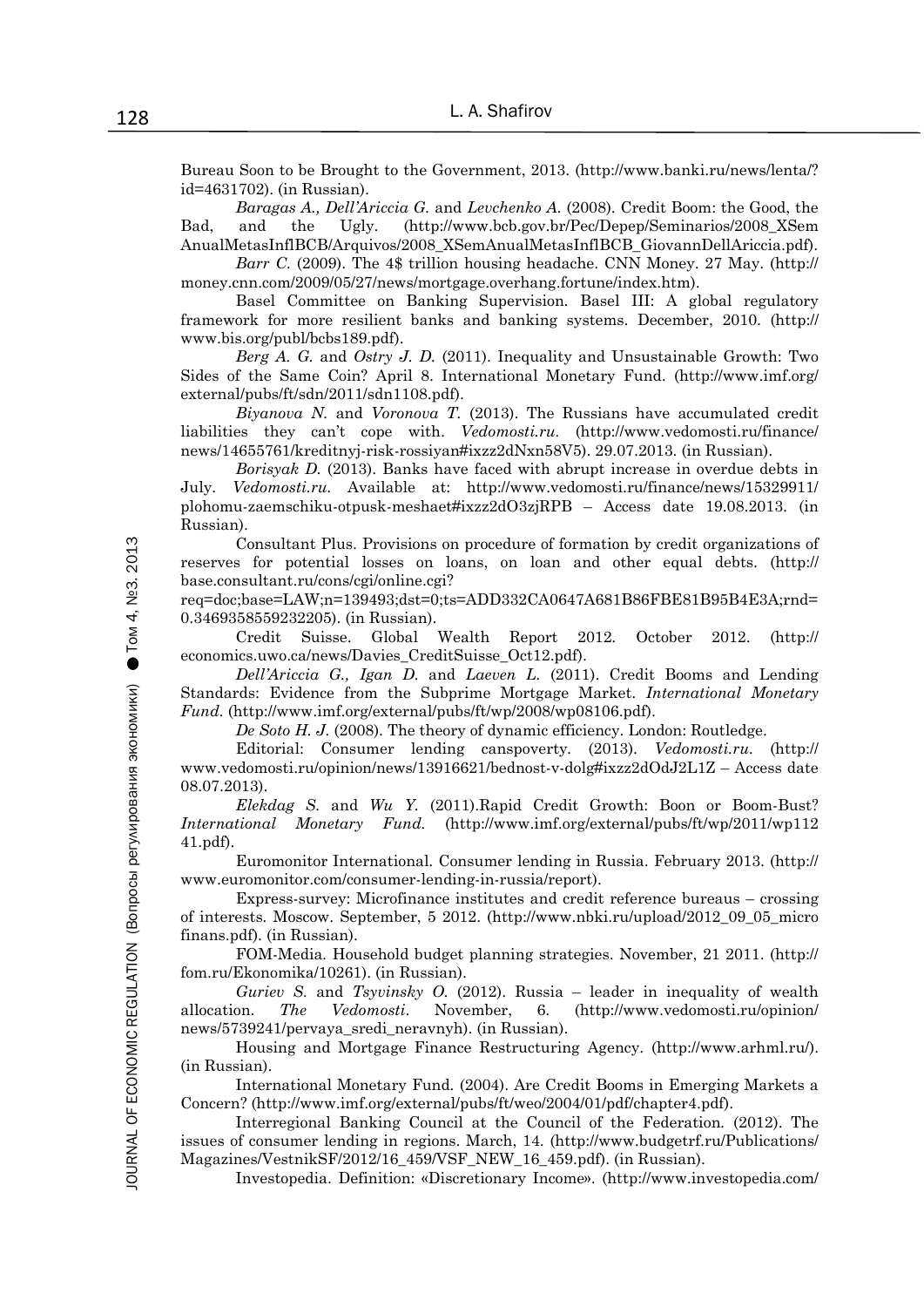Bureau Soon to be Brought to the Government, 2013. (http://www.banki.ru/news/lenta/?id=4631702). (in Russian).

*Baragas A., Dell'Ariccia G.* and *Levchenko A.* (2008). Credit Boom: the Good, the Bad, and the Ugly. (http://www.bcb.gov.br/Pec/Depep/Seminarios/2008_XSemAnualMetasInflBCB/Arquivos/2008_XSemAnualMetasInflBCB_GiovannDellAriccia.pdf).

*Barr C.* (2009). The 4$ trillion housing headache. CNN Money. 27 May. (http://money.cnn.com/2009/05/27/news/mortgage.overhang.fortune/index.htm).

Basel Committee on Banking Supervision. Basel III: A global regulatory framework for more resilient banks and banking systems. December, 2010. (http://www.bis.org/publ/bcbs189.pdf).

*Berg A. G.* and *Ostry J. D.* (2011). Inequality and Unsustainable Growth: Two Sides of the Same Coin? April 8. International Monetary Fund. (http://www.imf.org/external/pubs/ft/sdn/2011/sdn1108.pdf).

*Biyanova N.* and *Voronova T.* (2013). The Russians have accumulated credit liabilities they can't cope with. *Vedomosti.ru*. (http://www.vedomosti.ru/finance/news/14655761/kreditnyj-risk-rossiyan#ixzz2dNxn58V5). 29.07.2013. (in Russian).

*Borisyak D.* (2013). Banks have faced with abrupt increase in overdue debts in July. *Vedomosti.ru*. Available at: http://www.vedomosti.ru/finance/news/15329911/plohomu-zaemschiku-otpusk-meshaet#ixzz2dO3zjRPB – Access date 19.08.2013. (in Russian).

Consultant Plus. Provisions on procedure of formation by credit organizations of reserves for potential losses on loans, on loan and other equal debts. (http://base.consultant.ru/cons/cgi/online.cgi?req=doc;base=LAW;n=139493;dst=0;ts=ADD332CA0647A681B86FBE81B95B4E3A;rnd=0.3469358559232205). (in Russian).

Credit Suisse. Global Wealth Report 2012. October 2012. (http://economics.uwo.ca/news/Davies_CreditSuisse_Oct12.pdf).

*Dell'Ariccia G., Igan D.* and *Laeven L.* (2011). Credit Booms and Lending Standards: Evidence from the Subprime Mortgage Market. *International Monetary Fund*. (http://www.imf.org/external/pubs/ft/wp/2008/wp08106.pdf).

*De Soto H. J.* (2008). The theory of dynamic efficiency. London: Routledge.

Editorial: Consumer lending canspoverty. (2013). *Vedomosti.ru*. (http://www.vedomosti.ru/opinion/news/13916621/bednost-v-dolg#ixzz2dOdJ2L1Z – Access date 08.07.2013).

*Elekdag S.* and *Wu Y.* (2011).Rapid Credit Growth: Boon or Boom-Bust? *International Monetary Fund*. (http://www.imf.org/external/pubs/ft/wp/2011/wp11241.pdf).

Euromonitor International. Consumer lending in Russia. February 2013. (http://www.euromonitor.com/consumer-lending-in-russia/report).

Express-survey: Microfinance institutes and credit reference bureaus – crossing of interests. Moscow. September, 5 2012. (http://www.nbki.ru/upload/2012_09_05_microfinans.pdf). (in Russian).

FOM-Media. Household budget planning strategies. November, 21 2011. (http://fom.ru/Ekonomika/10261). (in Russian).

*Guriev S.* and *Tsyvinsky O.* (2012). Russia – leader in inequality of wealth allocation. *The Vedomosti*. November, 6. (http://www.vedomosti.ru/opinion/news/5739241/pervaya_sredi_neravnyh). (in Russian).

Housing and Mortgage Finance Restructuring Agency. (http://www.arhml.ru/). (in Russian).

International Monetary Fund. (2004). Are Credit Booms in Emerging Markets a Concern? (http://www.imf.org/external/pubs/ft/weo/2004/01/pdf/chapter4.pdf).

Interregional Banking Council at the Council of the Federation. (2012). The issues of consumer lending in regions. March, 14. (http://www.budgetrf.ru/Publications/Magazines/VestnikSF/2012/16_459/VSF_NEW_16_459.pdf). (in Russian).

Investopedia. Definition: «Discretionary Income». (http://www.investopedia.com/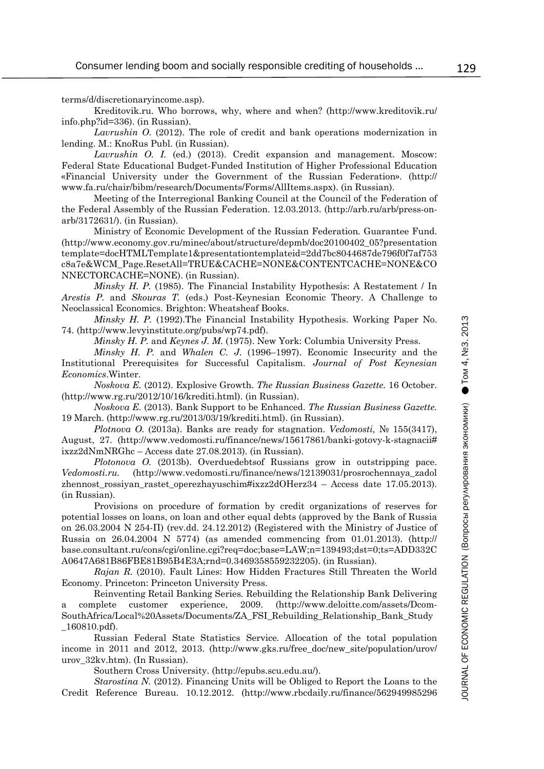terms/d/discretionaryincome.asp).

Kreditovik.ru. Who borrows, why, where and when? (http://www.kreditovik.ru/info.php?id=336). (in Russian).

*Lavrushin O.* (2012). The role of credit and bank operations modernization in lending. M.: KnoRus Publ. (in Russian).

*Lavrushin O. I.* (ed.) (2013). Credit expansion and management. Moscow: Federal State Educational Budget-Funded Institution of Higher Professional Education «Financial University under the Government of the Russian Federation». (http://www.fa.ru/chair/bibm/research/Documents/Forms/AllItems.aspx). (in Russian).

Meeting of the Interregional Banking Council at the Council of the Federation of the Federal Assembly of the Russian Federation. 12.03.2013. (http://arb.ru/arb/press-on-arb/3172631/). (in Russian).

Ministry of Economic Development of the Russian Federation*.* Guarantee Fund. (http://www.economy.gov.ru/minec/about/structure/depmb/doc20100402_05?presentationtemplate=docHTMLTemplate1&presentationtemplateid=2dd7bc8044687de796f0f7af753c8a7e&WCM_Page.ResetAll=TRUE&CACHE=NONE&CONTENTCACHE=NONE&CONNECTORCACHE=NONE). (in Russian).

*Minsky H. P.* (1985). The Financial Instability Hypothesis: A Restatement / In *Arestis P.* and *Skouras T.* (eds.) Post-Keynesian Economic Theory. A Challenge to Neoclassical Economics. Brighton: Wheatsheaf Books.

*Minsky H. P.* (1992).The Financial Instability Hypothesis. Working Paper No. 74. (http://www.levyinstitute.org/pubs/wp74.pdf).

*Minsky H. P.* and *Keynes J. M.* (1975). New York: Columbia University Press.

*Minsky H. P.* and *Whalen C. J.* (1996–1997). Economic Insecurity and the Institutional Prerequisites for Successful Capitalism. *Journal of Post Keynesian Economics*.Winter.

*Noskova E.* (2012). Explosive Growth. *The Russian Business Gazette.* 16 October. (http://www.rg.ru/2012/10/16/krediti.html). (in Russian).

*Noskova E.* (2013). Bank Support to be Enhanced. *The Russian Business Gazette.* 19 March. (http://www.rg.ru/2013/03/19/krediti.html). (in Russian).

*Plotnova O.* (2013a). Banks are ready for stagnation. *Vedomosti,* № 155(3417), August, 27. (http://www.vedomosti.ru/finance/news/15617861/banki-gotovy-k-stagnacii#ixzz2dNmNRGhc – Access date 27.08.2013). (in Russian).

*Plotonova O.* (2013b). Overduedebtsof Russians grow in outstripping pace. *Vedomosti.ru.* (http://www.vedomosti.ru/finance/news/12139031/prosrochennaya_zadolzhennost_rossiyan_rastet_operezhayuschim#ixzz2dOHerz34 – Access date 17.05.2013). (in Russian).

Provisions on procedure of formation by credit organizations of reserves for potential losses on loans, on loan and other equal debts (approved by the Bank of Russia on 26.03.2004 N 254-П) (rev.dd. 24.12.2012) (Registered with the Ministry of Justice of Russia on 26.04.2004 N 5774) (as amended commencing from 01.01.2013). (http://base.consultant.ru/cons/cgi/online.cgi?req=doc;base=LAW;n=139493;dst=0;ts=ADD332CA0647A681B86FBE81B95B4E3A;rnd=0.3469358559232205). (in Russian).

*Rajan R.* (2010). Fault Lines: How Hidden Fractures Still Threaten the World Economy. Princeton: Princeton University Press.

Reinventing Retail Banking Series*.* Rebuilding the Relationship Bank Delivering a complete customer experience, 2009. (http://www.deloitte.com/assets/Dcom-SouthAfrica/Local%20Assets/Documents/ZA_FSI_Rebuilding_Relationship_Bank_Study_160810.pdf).

Russian Federal State Statistics Service*.* Allocation of the total population income in 2011 and 2012, 2013. (http://www.gks.ru/free_doc/new_site/population/urov/urov_32kv.htm). (In Russian).

Southern Cross University. (http://epubs.scu.edu.au/).

*Starostina N.* (2012). Financing Units will be Obliged to Report the Loans to the Credit Reference Bureau. 10.12.2012. (http://www.rbcdaily.ru/finance/562949985296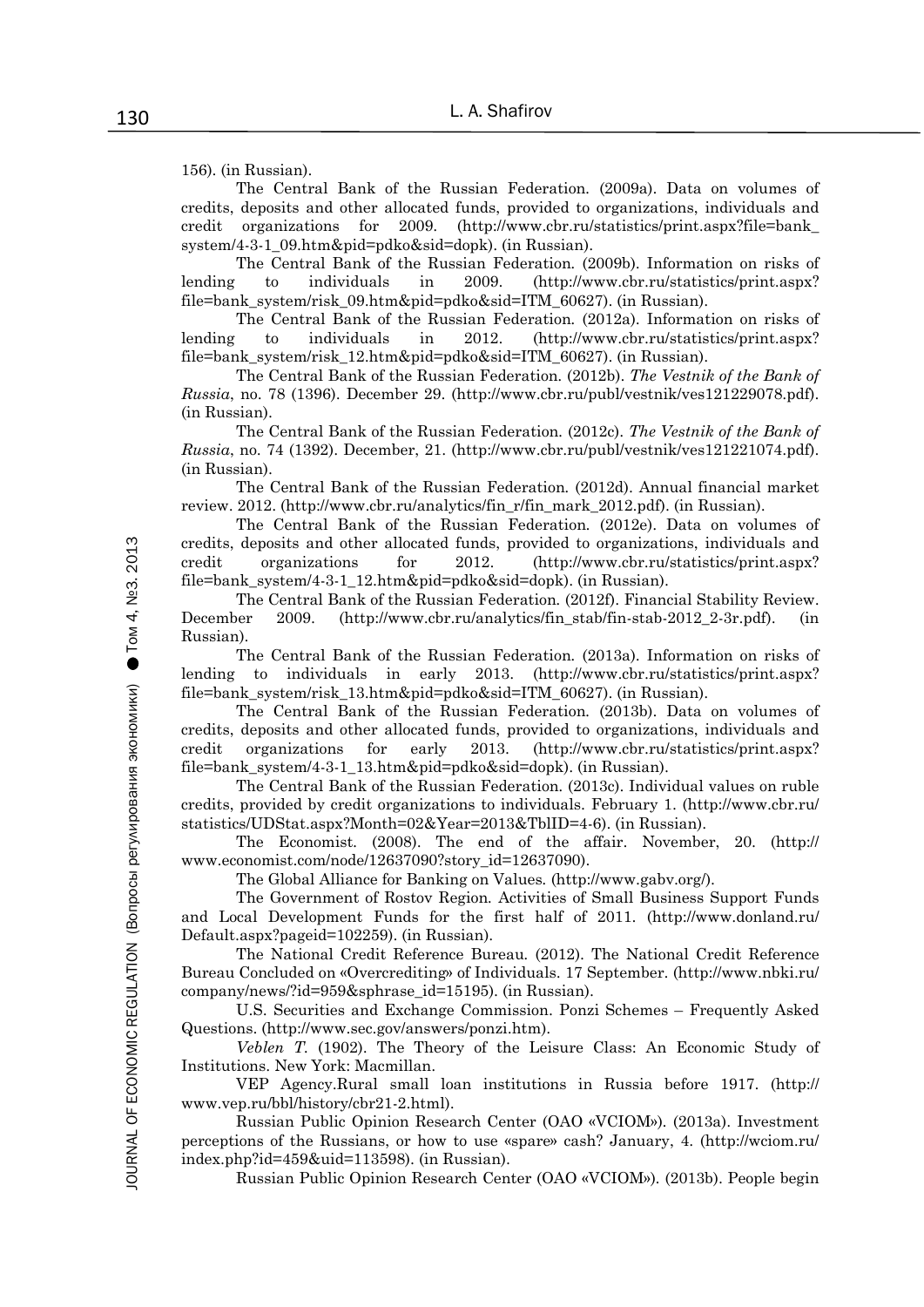156). (in Russian).

The Central Bank of the Russian Federation. (2009a). Data on volumes of credits, deposits and other allocated funds, provided to organizations, individuals and credit organizations for 2009. (http://www.cbr.ru/statistics/print.aspx?file=bank_system/4-3-1_09.htm&pid=pdko&sid=dopk). (in Russian).

The Central Bank of the Russian Federation. (2009b). Information on risks of lending to individuals in 2009. (http://www.cbr.ru/statistics/print.aspx?file=bank_system/risk_09.htm&pid=pdko&sid=ITM_60627). (in Russian).

The Central Bank of the Russian Federation. (2012a). Information on risks of lending to individuals in 2012. (http://www.cbr.ru/statistics/print.aspx?file=bank_system/risk_12.htm&pid=pdko&sid=ITM_60627). (in Russian).

The Central Bank of the Russian Federation. (2012b). *The Vestnik of the Bank of Russia*, no. 78 (1396). December 29. (http://www.cbr.ru/publ/vestnik/ves121229078.pdf). (in Russian).

The Central Bank of the Russian Federation. (2012c). *The Vestnik of the Bank of Russia*, no. 74 (1392). December, 21. (http://www.cbr.ru/publ/vestnik/ves121221074.pdf). (in Russian).

The Central Bank of the Russian Federation. (2012d). Annual financial market review. 2012. (http://www.cbr.ru/analytics/fin_r/fin_mark_2012.pdf). (in Russian).

The Central Bank of the Russian Federation. (2012e). Data on volumes of credits, deposits and other allocated funds, provided to organizations, individuals and credit organizations for 2012. (http://www.cbr.ru/statistics/print.aspx?file=bank_system/4-3-1_12.htm&pid=pdko&sid=dopk). (in Russian).

The Central Bank of the Russian Federation. (2012f). Financial Stability Review. December 2009. (http://www.cbr.ru/analytics/fin_stab/fin-stab-2012_2-3r.pdf). (in Russian).

The Central Bank of the Russian Federation. (2013a). Information on risks of lending to individuals in early 2013. (http://www.cbr.ru/statistics/print.aspx?file=bank_system/risk_13.htm&pid=pdko&sid=ITM_60627). (in Russian).

The Central Bank of the Russian Federation. (2013b). Data on volumes of credits, deposits and other allocated funds, provided to organizations, individuals and credit organizations for early 2013. (http://www.cbr.ru/statistics/print.aspx?file=bank_system/4-3-1_13.htm&pid=pdko&sid=dopk). (in Russian).

The Central Bank of the Russian Federation. (2013c). Individual values on ruble credits, provided by credit organizations to individuals. February 1. (http://www.cbr.ru/statistics/UDStat.aspx?Month=02&Year=2013&TblID=4-6). (in Russian).

The Economist. (2008). The end of the affair. November, 20. (http://www.economist.com/node/12637090?story_id=12637090).

The Global Alliance for Banking on Values. (http://www.gabv.org/).

The Government of Rostov Region. Activities of Small Business Support Funds and Local Development Funds for the first half of 2011. (http://www.donland.ru/Default.aspx?pageid=102259). (in Russian).

The National Credit Reference Bureau. (2012). The National Credit Reference Bureau Concluded on «Overcrediting» of Individuals. 17 September. (http://www.nbki.ru/company/news/?id=959&sphrase_id=15195). (in Russian).

U.S. Securities and Exchange Commission. Ponzi Schemes – Frequently Asked Questions. (http://www.sec.gov/answers/ponzi.htm).

*Veblen T.* (1902). The Theory of the Leisure Class: An Economic Study of Institutions. New York: Macmillan.

VEP Agency.Rural small loan institutions in Russia before 1917. (http://www.vep.ru/bbl/history/cbr21-2.html).

Russian Public Opinion Research Center (OAO «VCIOM»). (2013a). Investment perceptions of the Russians, or how to use «spare» cash? January, 4. (http://wciom.ru/index.php?id=459&uid=113598). (in Russian).

Russian Public Opinion Research Center (OAO «VCIOM»). (2013b). People begin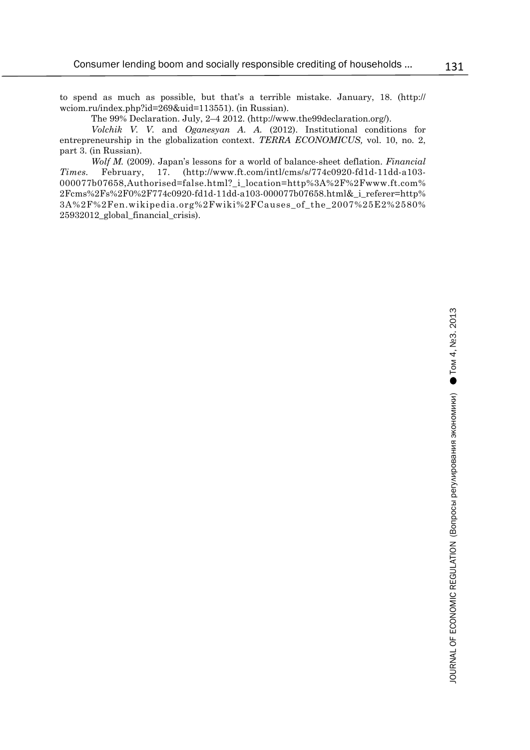to spend as much as possible, but that's a terrible mistake. January, 18. (http://wciom.ru/index.php?id=269&uid=113551). (in Russian).

The 99% Declaration. July, 2–4 2012. (http://www.the99declaration.org/).

*Volchik V. V.* and *Oganesyan A. A.* (2012). Institutional conditions for entrepreneurship in the globalization context. *TERRA ECONOMICUS,* vol. 10, no. 2, part 3. (in Russian).

*Wolf M.* (2009). Japan's lessons for a world of balance-sheet deflation. *Financial Times.* February, 17. (http://www.ft.com/intl/cms/s/774c0920-fd1d-11dd-a103-000077b07658,Authorised=false.html?_i_location=http%3A%2F%2Fwww.ft.com%2Fcms%2Fs%2F0%2F774c0920-fd1d-11dd-a103-000077b07658.html&_i_referer=http%3A%2F%2Fen.wikipedia.org%2Fwiki%2FCauses_of_the_2007%25E2%2580%25932012_global_financial_crisis).